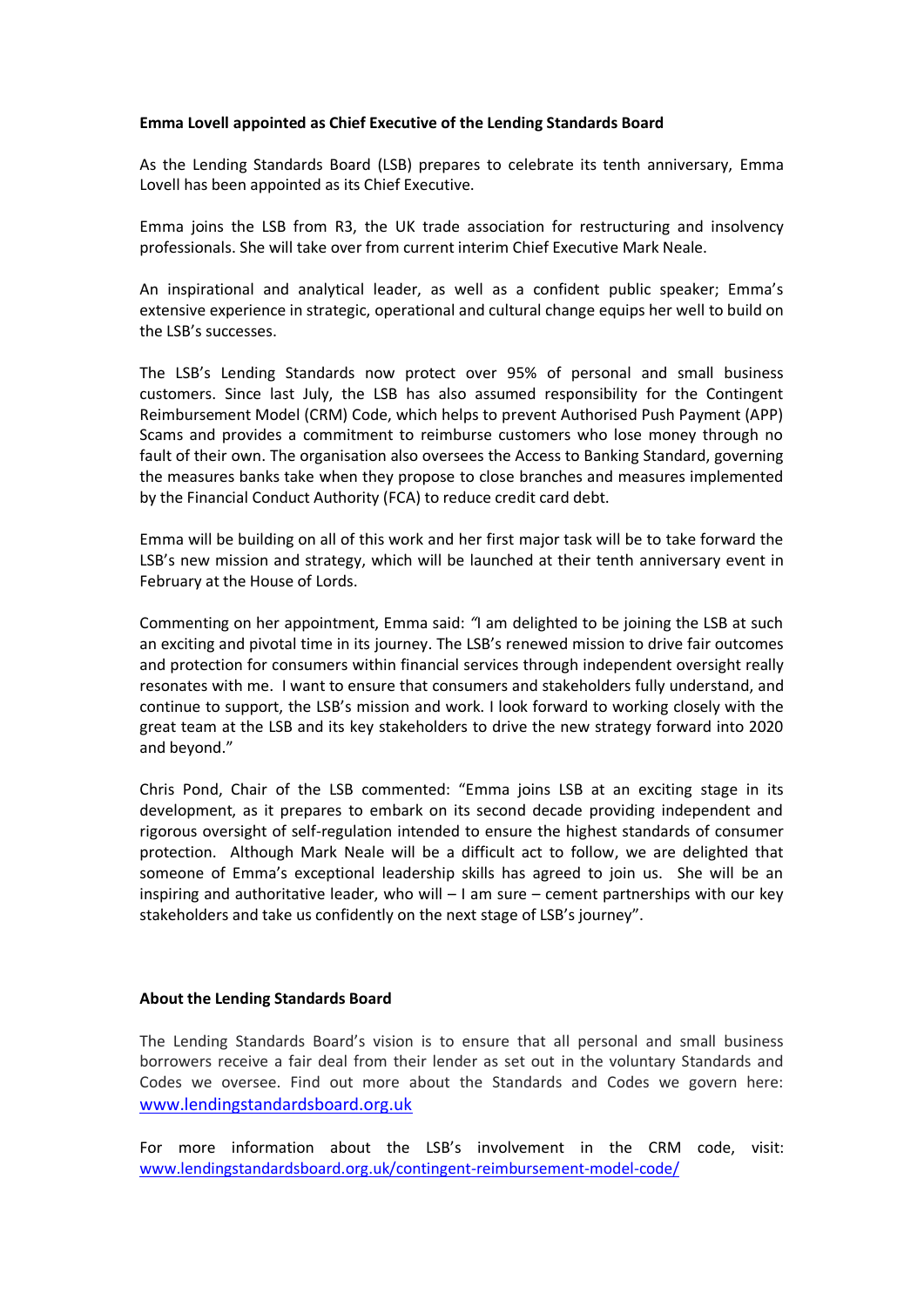**Emma Lovell appointed as Chief Executive of the Lending Standards Board**

As the Lending Standards Board (LSB) prepares to celebrate its tenth anniversary, Emma Lovell has been appointed as its Chief Executive.

Emma joins the LSB from R3, the UK trade association for restructuring and insolvency professionals. She will take over from current interim Chief Executive Mark Neale.

An inspirational and analytical leader, as well as a confident public speaker; Emma's extensive experience in strategic, operational and cultural change equips her well to build on the LSB's successes.

The LSB's Lending Standards now protect over 95% of personal and small business customers. Since last July, the LSB has also assumed responsibility for the Contingent Reimbursement Model (CRM) Code, which helps to prevent Authorised Push Payment (APP) Scams and provides a commitment to reimburse customers who lose money through no fault of their own. The organisation also oversees the Access to Banking Standard, governing the measures banks take when they propose to close branches and measures implemented by the Financial Conduct Authority (FCA) to reduce credit card debt.

Emma will be building on all of this work and her first major task will be to take forward the LSB's new mission and strategy, which will be launched at their tenth anniversary event in February at the House of Lords.

Commenting on her appointment, Emma said: "I am delighted to be joining the LSB at such an exciting and pivotal time in its journey. The LSB's renewed mission to drive fair outcomes and protection for consumers within financial services through independent oversight really resonates with me. I want to ensure that consumers and stakeholders fully understand, and continue to support, the LSB's mission and work. I look forward to working closely with the great team at the LSB and its key stakeholders to drive the new strategy forward into 2020 and beyond."

Chris Pond, Chair of the LSB commented: "Emma joins LSB at an exciting stage in its development, as it prepares to embark on its second decade providing independent and rigorous oversight of self-regulation intended to ensure the highest standards of consumer protection. Although Mark Neale will be a difficult act to follow, we are delighted that someone of Emma's exceptional leadership skills has agreed to join us. She will be an inspiring and authoritative leader, who will – I am sure – cement partnerships with our key stakeholders and take us confidently on the next stage of LSB's journey".

**About the Lending Standards Board**

The Lending Standards Board's vision is to ensure that all personal and small business borrowers receive a fair deal from their lender as set out in the voluntary Standards and Codes we oversee. Find out more about the Standards and Codes we govern here: www.lendingstandardsboard.org.uk

For more information about the LSB's involvement in the CRM code, visit: www.lendingstandardsboard.org.uk/contingent-reimbursement-model-code/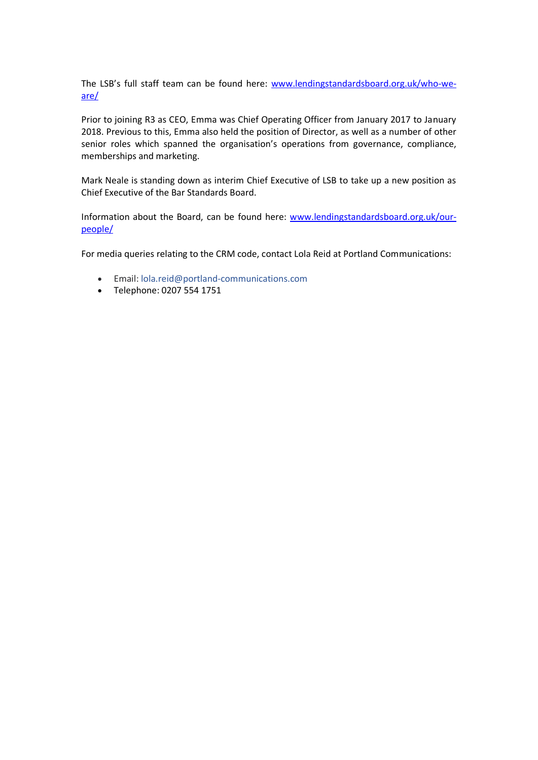The LSB's full staff team can be found here: [www.lendingstandardsboard.org.uk/who-we-are/](http://www.lendingstandardsboard.org.uk/who-we-are/)

Prior to joining R3 as CEO, Emma was Chief Operating Officer from January 2017 to January 2018. Previous to this, Emma also held the position of Director, as well as a number of other senior roles which spanned the organisation's operations from governance, compliance, memberships and marketing.

Mark Neale is standing down as interim Chief Executive of LSB to take up a new position as Chief Executive of the Bar Standards Board.

Information about the Board, can be found here: [www.lendingstandardsboard.org.uk/our-people/](http://www.lendingstandardsboard.org.uk/our-people/)

For media queries relating to the CRM code, contact Lola Reid at Portland Communications:

- Email: lola.reid@portland-communications.com
- Telephone: 0207 554 1751